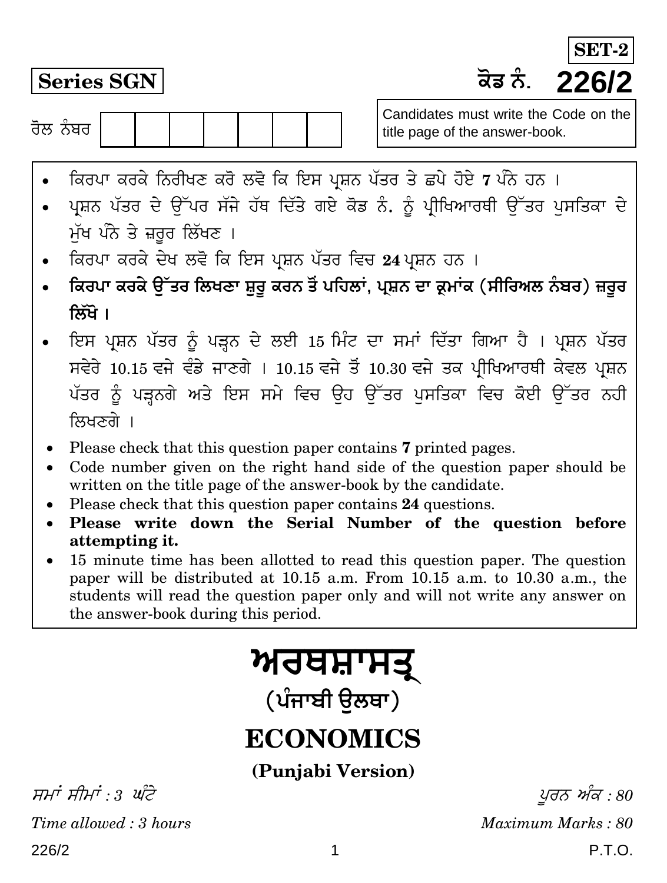**SET-2**

**Series SGN**

ਕੋਡ ਨੰ. **226/2**

ਰੋਲ ਨੰਬਰ | | | | | | | |

Candidates must write the Code on the title page of the answer-book.

- ਕਿਰਪਾ ਕਰਕੇ ਨਿਰੀਖਣ ਕਰੋ ਲਵੋ ਕਿ ਇਸ ਪ੍ਰਸ਼ਨ ਪੱਤਰ ਤੇ ਛਪੇ ਹੋਏ **7** ਪੰਨੇ ਹਨ ।
- ਪ੍ਰਸ਼ਨ ਪੱਤਰ ਦੇ ਉੱਪਰ ਸੱਜੇ ਹੱਥ ਦਿੱਤੇ ਗਏ ਕੋਡ ਨੰ. ਨੂੰ ਪ੍ਰੀਖਿਆਰਥੀ ਉੱਤਰ ਪੁਸਤਿਕਾ ਦੇ ਮੁੱਖ ਪੰਨੇ ਤੇ ਜ਼ਰੂਰ ਲਿੱਖਣ ।
- ਕਿਰਪਾ ਕਰਕੇ ਦੇਖ ਲਵੋ ਕਿ ਇਸ ਪ੍ਰਸ਼ਨ ਪੱਤਰ ਵਿਚ **24** ਪ੍ਰਸ਼ਨ ਹਨ ।
- **ਕਿਰਪਾ ਕਰਕੇ ਉੱਤਰ ਲਿਖਣਾ ਸ਼ੁਰੂ ਕਰਨ ਤੋਂ ਪਹਿਲਾਂ, ਪ੍ਰਸ਼ਨ ਦਾ ਕ੍ਰਮਾਂਕ (ਸੀਰਿਅਲ ਨੰਬਰ) ਜ਼ਰੂਰ ਲਿੱਖੋ ।**
- ਇਸ ਪ੍ਰਸ਼ਨ ਪੱਤਰ ਨੂੰ ਪੜ੍ਹਨ ਦੇ ਲਈ 15 ਮਿੰਟ ਦਾ ਸਮਾਂ ਦਿੱਤਾ ਗਿਆ ਹੈ । ਪ੍ਰਸ਼ਨ ਪੱਤਰ ਸਵੇਰੇ 10.15 ਵਜੇ ਵੰਡੇ ਜਾਣਗੇ । 10.15 ਵਜੇ ਤੋਂ 10.30 ਵਜੇ ਤਕ ਪ੍ਰੀਖਿਆਰਥੀ ਕੇਵਲ ਪ੍ਰਸ਼ਨ ਪੱਤਰ ਨੂੰ ਪੜ੍ਹਨਗੇ ਅਤੇ ਇਸ ਸਮੇ ਵਿਚ ਉਹ ਉੱਤਰ ਪੁਸਤਿਕਾ ਵਿਚ ਕੋਈ ਉੱਤਰ ਨਹੀ ਲਿਖਣਗੇ ।

- Please check that this question paper contains **7** printed pages.
- Code number given on the right hand side of the question paper should be written on the title page of the answer-book by the candidate.
- Please check that this question paper contains **24** questions.
- **Please write down the Serial Number of the question before attempting it.**
- 15 minute time has been allotted to read this question paper. The question paper will be distributed at 10.15 a.m. From 10.15 a.m. to 10.30 a.m., the students will read the question paper only and will not write any answer on the answer-book during this period.

# ਅਰਥਸ਼ਾਸਤ੍ਰ

## (ਪੰਜਾਬੀ ਉਲਥਾ)

# ECONOMICS

## (Punjabi Version)

*ਸਮਾਂ ਸੀਮਾਂ : 3 ਘੰਟੇ* | *ਪੂਰਨ ਅੰਕ : 80*

*Time allowed : 3 hours* | *Maximum Marks : 80*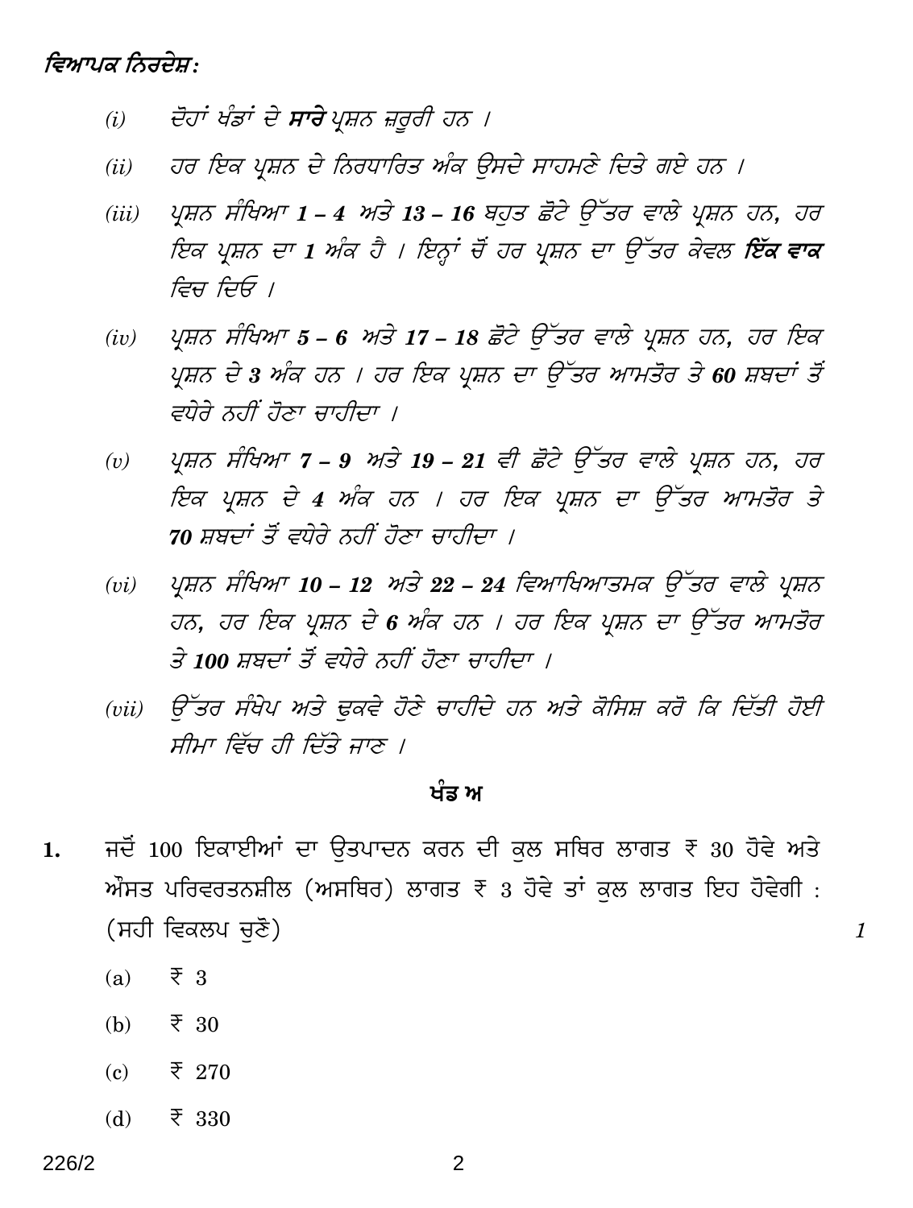*ਵਿਆਪਕ ਨਿਰਦੇਸ਼:*

*(i)* *ਦੋਹਾਂ ਖੰਡਾਂ ਦੇ* ***ਸਾਰੇ*** *ਪ੍ਰਸ਼ਨ ਜ਼ਰੂਰੀ ਹਨ ।*

*(ii)* *ਹਰ ਇਕ ਪ੍ਰਸ਼ਨ ਦੇ ਨਿਰਧਾਰਿਤ ਅੰਕ ਉਸਦੇ ਸਾਹਮਣੇ ਦਿਤੇ ਗਏ ਹਨ ।*

*(iii)* *ਪ੍ਰਸ਼ਨ ਸੰਖਿਆ* ***1 – 4*** *ਅਤੇ* ***13 – 16*** *ਬਹੁਤ ਛੋਟੇ ਉੱਤਰ ਵਾਲੇ ਪ੍ਰਸ਼ਨ ਹਨ, ਹਰ ਇਕ ਪ੍ਰਸ਼ਨ ਦਾ* ***1*** *ਅੰਕ ਹੈ । ਇਨ੍ਹਾਂ ਚੋਂ ਹਰ ਪ੍ਰਸ਼ਨ ਦਾ ਉੱਤਰ ਕੇਵਲ* ***ਇੱਕ ਵਾਕ*** *ਵਿਚ ਦਿਓ ।*

*(iv)* *ਪ੍ਰਸ਼ਨ ਸੰਖਿਆ* ***5 – 6*** *ਅਤੇ* ***17 – 18*** *ਛੋਟੇ ਉੱਤਰ ਵਾਲੇ ਪ੍ਰਸ਼ਨ ਹਨ, ਹਰ ਇਕ ਪ੍ਰਸ਼ਨ ਦੇ* ***3*** *ਅੰਕ ਹਨ । ਹਰ ਇਕ ਪ੍ਰਸ਼ਨ ਦਾ ਉੱਤਰ ਆਮਤੋਰ ਤੇ* ***60*** *ਸ਼ਬਦਾਂ ਤੋਂ ਵਧੇਰੇ ਨਹੀਂ ਹੋਣਾ ਚਾਹੀਦਾ ।*

*(v)* *ਪ੍ਰਸ਼ਨ ਸੰਖਿਆ* ***7 – 9*** *ਅਤੇ* ***19 – 21*** *ਵੀ ਛੋਟੇ ਉੱਤਰ ਵਾਲੇ ਪ੍ਰਸ਼ਨ ਹਨ, ਹਰ ਇਕ ਪ੍ਰਸ਼ਨ ਦੇ* ***4*** *ਅੰਕ ਹਨ । ਹਰ ਇਕ ਪ੍ਰਸ਼ਨ ਦਾ ਉੱਤਰ ਆਮਤੌਰ ਤੇ* ***70*** *ਸ਼ਬਦਾਂ ਤੋਂ ਵਧੇਰੇ ਨਹੀਂ ਹੋਣਾ ਚਾਹੀਦਾ ।*

*(vi)* *ਪ੍ਰਸ਼ਨ ਸੰਖਿਆ* ***10 – 12*** *ਅਤੇ* ***22 – 24*** *ਵਿਆਖਿਆਤਮਕ ਉੱਤਰ ਵਾਲੇ ਪ੍ਰਸ਼ਨ ਹਨ, ਹਰ ਇਕ ਪ੍ਰਸ਼ਨ ਦੇ* ***6*** *ਅੰਕ ਹਨ । ਹਰ ਇਕ ਪ੍ਰਸ਼ਨ ਦਾ ਉੱਤਰ ਆਮਤੌਰ ਤੇ* ***100*** *ਸ਼ਬਦਾਂ ਤੋਂ ਵਧੇਰੇ ਨਹੀਂ ਹੋਣਾ ਚਾਹੀਦਾ ।*

*(vii)* *ਉੱਤਰ ਸੰਖੇਪ ਅਤੇ ਢੁਕਵੇ ਹੋਣੇ ਚਾਹੀਦੇ ਹਨ ਅਤੇ ਕੋਸਿਸ਼ ਕਰੋ ਕਿ ਦਿੱਤੀ ਹੋਈ ਸੀਮਾ ਵਿੱਚ ਹੀ ਦਿੱਤੇ ਜਾਣ ।*

## ਖੰਡ ਅ

**1.** ਜਦੋਂ 100 ਇਕਾਈਆਂ ਦਾ ਉਤਪਾਦਨ ਕਰਨ ਦੀ ਕੁਲ ਸਥਿਰ ਲਾਗਤ ₹ 30 ਹੋਵੇ ਅਤੇ ਔਸਤ ਪਰਿਵਰਤਨਸ਼ੀਲ (ਅਸਥਿਰ) ਲਾਗਤ ₹ 3 ਹੋਵੇ ਤਾਂ ਕੁਲ ਲਾਗਤ ਇਹ ਹੋਵੇਗੀ : (ਸਹੀ ਵਿਕਲਪ ਚੁਣੋ) *1*

(a) ₹ 3

(b) ₹ 30

(c) ₹ 270

(d) ₹ 330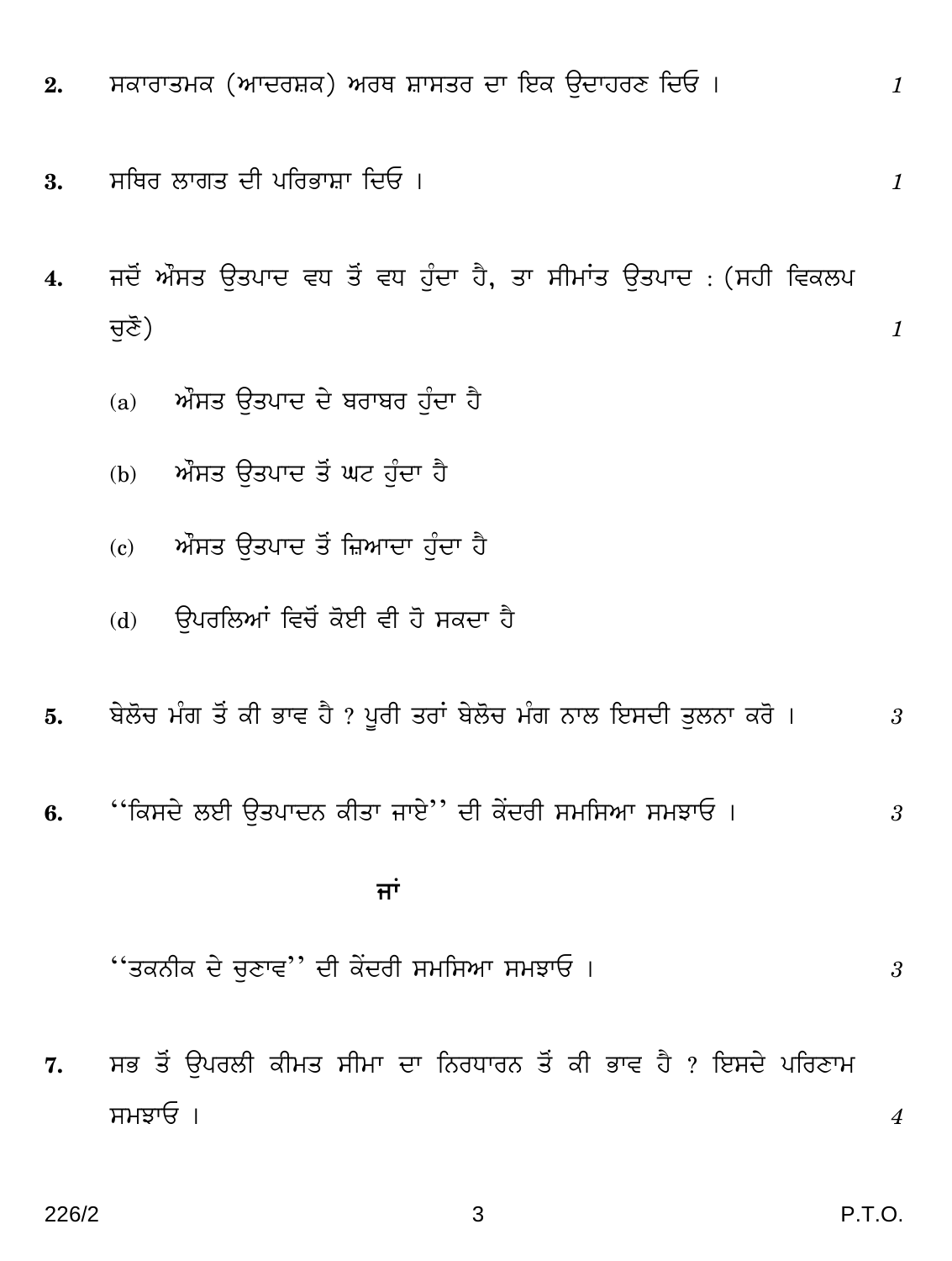2. ਸਕਾਰਾਤਮਕ (ਆਦਰਸ਼ਕ) ਅਰਥ ਸ਼ਾਸਤਰ ਦਾ ਇਕ ਉਦਾਹਰਣ ਦਿਓ । *1*

3. ਸਥਿਰ ਲਾਗਤ ਦੀ ਪਰਿਭਾਸ਼ਾ ਦਿਓ । *1*

4. ਜਦੋਂ ਔਸਤ ਉਤਪਾਦ ਵਧ ਤੋਂ ਵਧ ਹੁੰਦਾ ਹੈ, ਤਾ ਸੀਮਾਂਤ ਉਤਪਾਦ : (ਸਹੀ ਵਿਕਲਪ ਚੁਣੋ) *1*

   (a) ਔਸਤ ਉਤਪਾਦ ਦੇ ਬਰਾਬਰ ਹੁੰਦਾ ਹੈ

   (b) ਔਸਤ ਉਤਪਾਦ ਤੋਂ ਘਟ ਹੁੰਦਾ ਹੈ

   (c) ਔਸਤ ਉਤਪਾਦ ਤੋਂ ਜ਼ਿਆਦਾ ਹੁੰਦਾ ਹੈ

   (d) ਉਪਰਲਿਆਂ ਵਿਚੋਂ ਕੋਈ ਵੀ ਹੋ ਸਕਦਾ ਹੈ

5. ਬੇਲੋਚ ਮੰਗ ਤੋਂ ਕੀ ਭਾਵ ਹੈ ? ਪੂਰੀ ਤਰਾਂ ਬੇਲੋਚ ਮੰਗ ਨਾਲ ਇਸਦੀ ਤੁਲਨਾ ਕਰੋ । *3*

6. ''ਕਿਸਦੇ ਲਈ ਉਤਪਾਦਨ ਕੀਤਾ ਜਾਏ'' ਦੀ ਕੇਂਦਰੀ ਸਮਸਿਆ ਸਮਝਾਓ । *3*

   **ਜਾਂ**

   ''ਤਕਨੀਕ ਦੇ ਚੁਣਾਵ'' ਦੀ ਕੇਂਦਰੀ ਸਮਸਿਆ ਸਮਝਾਓ । *3*

7. ਸਭ ਤੋਂ ਉਪਰਲੀ ਕੀਮਤ ਸੀਮਾ ਦਾ ਨਿਰਧਾਰਨ ਤੋਂ ਕੀ ਭਾਵ ਹੈ ? ਇਸਦੇ ਪਰਿਣਾਮ ਸਮਝਾਓ । *4*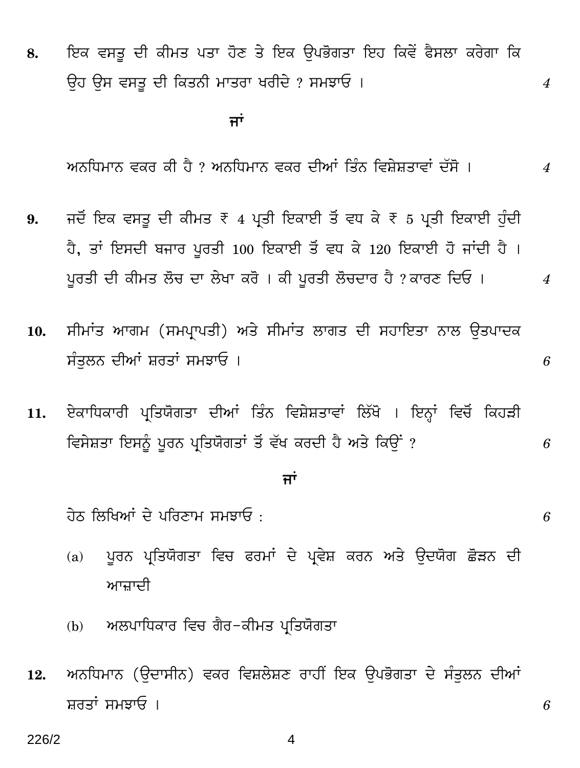8. ਇਕ ਵਸਤੂ ਦੀ ਕੀਮਤ ਪਤਾ ਹੋਣ ਤੇ ਇਕ ਉਪਭੋਗਤਾ ਇਹ ਕਿਵੇਂ ਫੈਸਲਾ ਕਰੇਗਾ ਕਿ ਉਹ ਉਸ ਵਸਤੂ ਦੀ ਕਿਤਨੀ ਮਾਤਰਾ ਖਰੀਦੇ ? ਸਮਝਾਓ । *4*

**ਜਾਂ**

ਅਨਧਿਮਾਨ ਵਕਰ ਕੀ ਹੈ ? ਅਨਧਿਮਾਨ ਵਕਰ ਦੀਆਂ ਤਿੰਨ ਵਿਸ਼ੇਸ਼ਤਾਵਾਂ ਦੱਸੋ । *4*

9. ਜਦੋਂ ਇਕ ਵਸਤੂ ਦੀ ਕੀਮਤ ₹ 4 ਪ੍ਰਤੀ ਇਕਾਈ ਤੋਂ ਵਧ ਕੇ ₹ 5 ਪ੍ਰਤੀ ਇਕਾਈ ਹੁੰਦੀ ਹੈ, ਤਾਂ ਇਸਦੀ ਬਜਾਰ ਪੂਰਤੀ 100 ਇਕਾਈ ਤੋਂ ਵਧ ਕੇ 120 ਇਕਾਈ ਹੋ ਜਾਂਦੀ ਹੈ । ਪੂਰਤੀ ਦੀ ਕੀਮਤ ਲੋਚ ਦਾ ਲੇਖਾ ਕਰੋ । ਕੀ ਪੂਰਤੀ ਲੋਚਦਾਰ ਹੈ ? ਕਾਰਣ ਦਿਓ । *4*

10. ਸੀਮਾਂਤ ਆਗਮ (ਸਮਪ੍ਰਾਪਤੀ) ਅਤੇ ਸੀਮਾਂਤ ਲਾਗਤ ਦੀ ਸਹਾਇਤਾ ਨਾਲ ਉਤਪਾਦਕ ਸੰਤੁਲਨ ਦੀਆਂ ਸ਼ਰਤਾਂ ਸਮਝਾਓ । *6*

11. ਏਕਾਧਿਕਾਰੀ ਪ੍ਰਤਿਯੋਗਤਾ ਦੀਆਂ ਤਿੰਨ ਵਿਸ਼ੇਸ਼ਤਾਵਾਂ ਲਿੱਖੋ । ਇਨ੍ਹਾਂ ਵਿਚੋਂ ਕਿਹੜੀ ਵਿਸੇਸ਼ਤਾ ਇਸਨੂੰ ਪੂਰਨ ਪ੍ਰਤਿਯੋਗਤਾਂ ਤੋਂ ਵੱਖ ਕਰਦੀ ਹੈ ਅਤੇ ਕਿਉਂ ? *6*

**ਜਾਂ**

ਹੇਠ ਲਿਖਿਆਂ ਦੇ ਪਰਿਣਾਮ ਸਮਝਾਓ : *6*

(a) ਪੂਰਨ ਪ੍ਰਤਿਯੋਗਤਾ ਵਿਚ ਫਰਮਾਂ ਦੇ ਪ੍ਰਵੇਸ਼ ਕਰਨ ਅਤੇ ਉਦਯੋਗ ਛੋੜਨ ਦੀ ਆਜ਼ਾਦੀ

(b) ਅਲਪਾਧਿਕਾਰ ਵਿਚ ਗੈਰ-ਕੀਮਤ ਪ੍ਰਤਿਯੋਗਤਾ

12. ਅਨਧਿਮਾਨ (ਉਦਾਸੀਨ) ਵਕਰ ਵਿਸ਼ਲੇਸ਼ਣ ਰਾਹੀਂ ਇਕ ਉਪਭੋਗਤਾ ਦੇ ਸੰਤੁਲਨ ਦੀਆਂ ਸ਼ਰਤਾਂ ਸਮਝਾਓ । *6*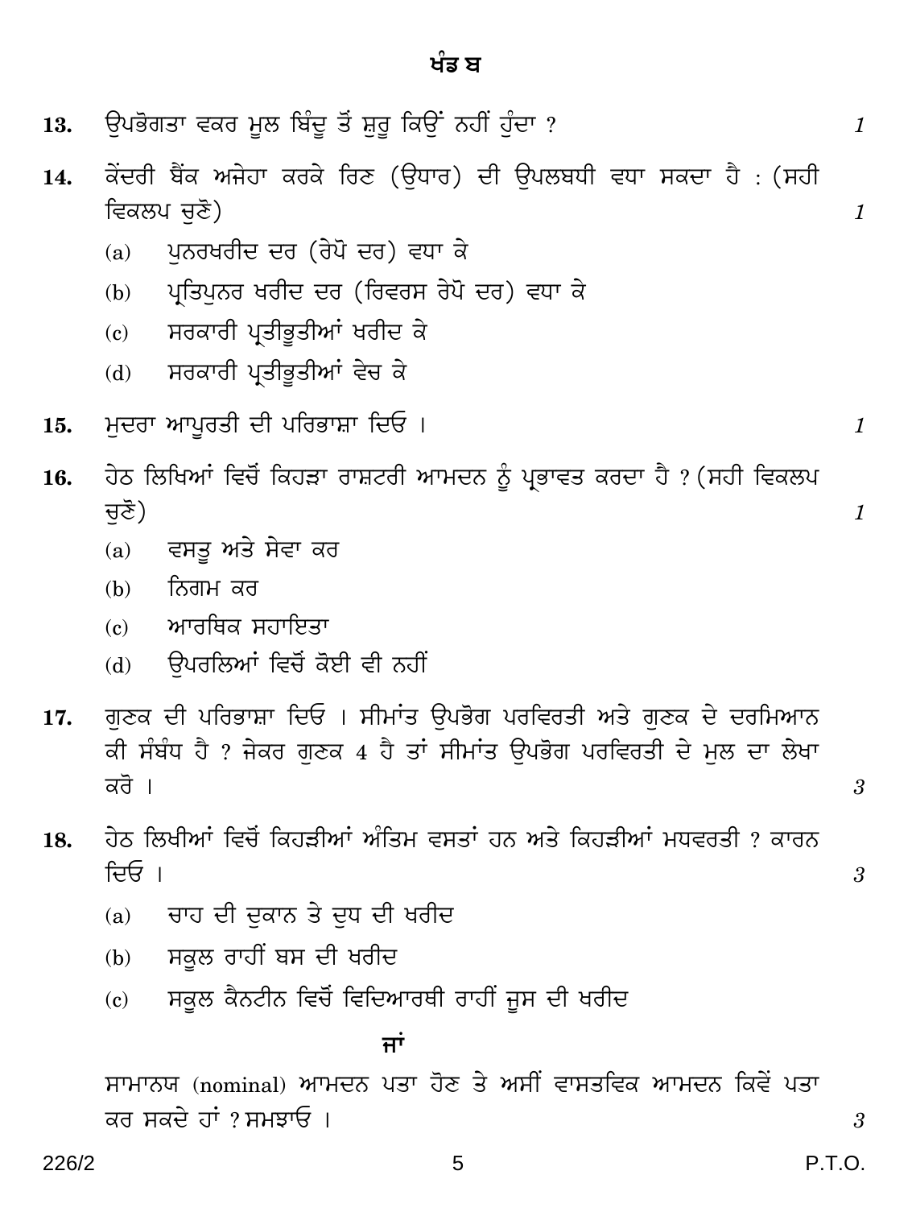## ਖੰਡ ਬ

**13.** ਉਪਭੋਗਤਾ ਵਕਰ ਮੂਲ ਬਿੰਦੂ ਤੋਂ ਸ਼ੁਰੂ ਕਿਉਂ ਨਹੀਂ ਹੁੰਦਾ ? *1*

**14.** ਕੇਂਦਰੀ ਬੈਂਕ ਅਜੇਹਾ ਕਰਕੇ ਰਿਣ (ਉਧਾਰ) ਦੀ ਉਪਲਬਧੀ ਵਧਾ ਸਕਦਾ ਹੈ : (ਸਹੀ ਵਿਕਲਪ ਚੁਣੋ) *1*

(a) ਪੁਨਰਖਰੀਦ ਦਰ (ਰੇਪੋ ਦਰ) ਵਧਾ ਕੇ

(b) ਪ੍ਰਤਿਪੁਨਰ ਖਰੀਦ ਦਰ (ਰਿਵਰਸ ਰੇਪੋ ਦਰ) ਵਧਾ ਕੇ

(c) ਸਰਕਾਰੀ ਪ੍ਰਤੀਭੂਤੀਆਂ ਖਰੀਦ ਕੇ

(d) ਸਰਕਾਰੀ ਪ੍ਰਤੀਭੂਤੀਆਂ ਵੇਚ ਕੇ

**15.** ਮੁਦਰਾ ਆਪੂਰਤੀ ਦੀ ਪਰਿਭਾਸ਼ਾ ਦਿਓ । *1*

**16.** ਹੇਠ ਲਿਖਿਆਂ ਵਿਚੋਂ ਕਿਹੜਾ ਰਾਸ਼ਟਰੀ ਆਮਦਨ ਨੂੰ ਪ੍ਰਭਾਵਤ ਕਰਦਾ ਹੈ ? (ਸਹੀ ਵਿਕਲਪ ਚੁਣੋ) *1*

(a) ਵਸਤੂ ਅਤੇ ਸੇਵਾ ਕਰ

(b) ਨਿਗਮ ਕਰ

(c) ਆਰਥਿਕ ਸਹਾਇਤਾ

(d) ਉਪਰਲਿਆਂ ਵਿਚੋਂ ਕੋਈ ਵੀ ਨਹੀਂ

**17.** ਗੁਣਕ ਦੀ ਪਰਿਭਾਸ਼ਾ ਦਿਓ । ਸੀਮਾਂਤ ਉਪਭੋਗ ਪਰਵਿਰਤੀ ਅਤੇ ਗੁਣਕ ਦੇ ਦਰਮਿਆਨ ਕੀ ਸੰਬੰਧ ਹੈ ? ਜੇਕਰ ਗੁਣਕ 4 ਹੈ ਤਾਂ ਸੀਮਾਂਤ ਉਪਭੋਗ ਪਰਵਿਰਤੀ ਦੇ ਮੁਲ ਦਾ ਲੇਖਾ ਕਰੋ । *3*

**18.** ਹੇਠ ਲਿਖੀਆਂ ਵਿਚੋਂ ਕਿਹੜੀਆਂ ਅੰਤਿਮ ਵਸਤਾਂ ਹਨ ਅਤੇ ਕਿਹੜੀਆਂ ਮਧਵਰਤੀ ? ਕਾਰਨ ਦਿਓ । *3*

(a) ਚਾਹ ਦੀ ਦੁਕਾਨ ਤੇ ਦੁਧ ਦੀ ਖਰੀਦ

(b) ਸਕੂਲ ਰਾਹੀਂ ਬਸ ਦੀ ਖਰੀਦ

(c) ਸਕੂਲ ਕੈਨਟੀਨ ਵਿਚੋਂ ਵਿਦਿਆਰਥੀ ਰਾਹੀਂ ਜੂਸ ਦੀ ਖਰੀਦ

**ਜਾਂ**

ਸਾਮਾਨਯ (nominal) ਆਮਦਨ ਪਤਾ ਹੋਣ ਤੇ ਅਸੀਂ ਵਾਸਤਵਿਕ ਆਮਦਨ ਕਿਵੇਂ ਪਤਾ ਕਰ ਸਕਦੇ ਹਾਂ ? ਸਮਝਾਓ । *3*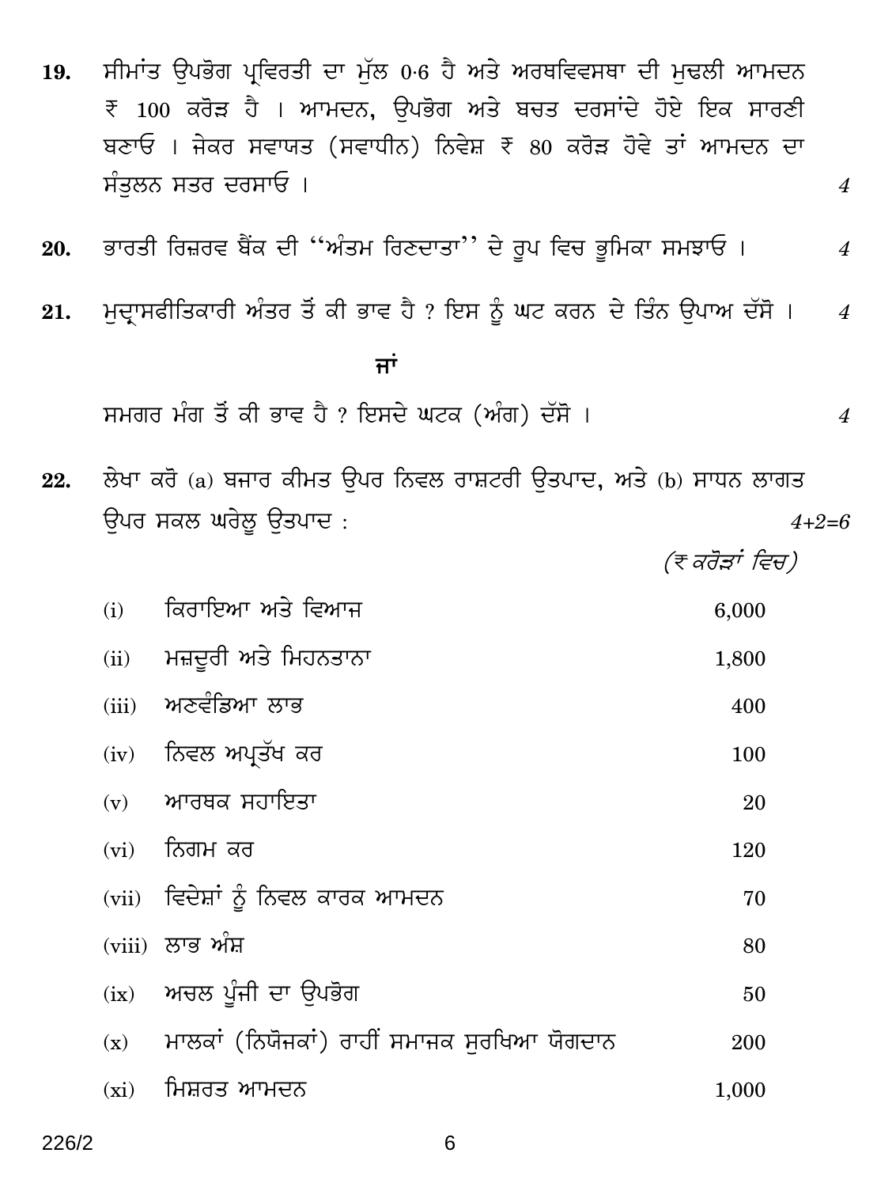**19.** ਸੀਮਾਂਤ ਉਪਭੋਗ ਪ੍ਰਵਿਰਤੀ ਦਾ ਮੁੱਲ 0·6 ਹੈ ਅਤੇ ਅਰਥਵਿਵਸਥਾ ਦੀ ਮੁਢਲੀ ਆਮਦਨ ₹ 100 ਕਰੋੜ ਹੈ । ਆਮਦਨ, ਉਪਭੋਗ ਅਤੇ ਬਚਤ ਦਰਸਾਂਦੇ ਹੋਏ ਇਕ ਸਾਰਣੀ ਬਣਾਓ । ਜੇਕਰ ਸਵਾਯਤ (ਸਵਾਧੀਨ) ਨਿਵੇਸ਼ ₹ 80 ਕਰੋੜ ਹੋਵੇ ਤਾਂ ਆਮਦਨ ਦਾ ਸੰਤੁਲਨ ਸਤਰ ਦਰਸਾਓ । *4*

**20.** ਭਾਰਤੀ ਰਿਜ਼ਰਵ ਬੈਂਕ ਦੀ "ਅੰਤਮ ਰਿਣਦਾਤਾ" ਦੇ ਰੂਪ ਵਿਚ ਭੂਮਿਕਾ ਸਮਝਾਓ । *4*

**21.** ਮੁਦ੍ਰਾਸਫੀਤਿਕਾਰੀ ਅੰਤਰ ਤੋਂ ਕੀ ਭਾਵ ਹੈ ? ਇਸ ਨੂੰ ਘਟ ਕਰਨ ਦੇ ਤਿੰਨ ਉਪਾਅ ਦੱਸੋ । *4*

**ਜਾਂ**

ਸਮਗਰ ਮੰਗ ਤੋਂ ਕੀ ਭਾਵ ਹੈ ? ਇਸਦੇ ਘਟਕ (ਅੰਗ) ਦੱਸੋ । *4*

**22.** ਲੇਖਾ ਕਰੋ (a) ਬਜਾਰ ਕੀਮਤ ਉਪਰ ਨਿਵਲ ਰਾਸ਼ਟਰੀ ਉਤਪਾਦ, ਅਤੇ (b) ਸਾਧਨ ਲਾਗਤ ਉਪਰ ਸਕਲ ਘਰੇਲੂ ਉਤਪਾਦ : *4+2=6*

*(₹ ਕਰੋੜਾਂ ਵਿਚ)*

| | | |
|---|---|---|
| (i) | ਕਿਰਾਇਆ ਅਤੇ ਵਿਆਜ | 6,000 |
| (ii) | ਮਜ਼ਦੂਰੀ ਅਤੇ ਮਿਹਨਤਾਨਾ | 1,800 |
| (iii) | ਅਣਵੰਡਿਆ ਲਾਭ | 400 |
| (iv) | ਨਿਵਲ ਅਪ੍ਰੱਖ ਕਰ | 100 |
| (v) | ਆਰਥਕ ਸਹਾਇਤਾ | 20 |
| (vi) | ਨਿਗਮ ਕਰ | 120 |
| (vii) | ਵਿਦੇਸ਼ਾਂ ਨੂੰ ਨਿਵਲ ਕਾਰਕ ਆਮਦਨ | 70 |
| (viii) | ਲਾਭ ਅੰਸ਼ | 80 |
| (ix) | ਅਚਲ ਪੂੰਜੀ ਦਾ ਉਪਭੋਗ | 50 |
| (x) | ਮਾਲਕਾਂ (ਨਿਯੋਜਕਾਂ) ਰਾਹੀਂ ਸਮਾਜਕ ਸੁਰਖਿਆ ਯੋਗਦਾਨ | 200 |
| (xi) | ਮਿਸ਼ਰਤ ਆਮਦਨ | 1,000 |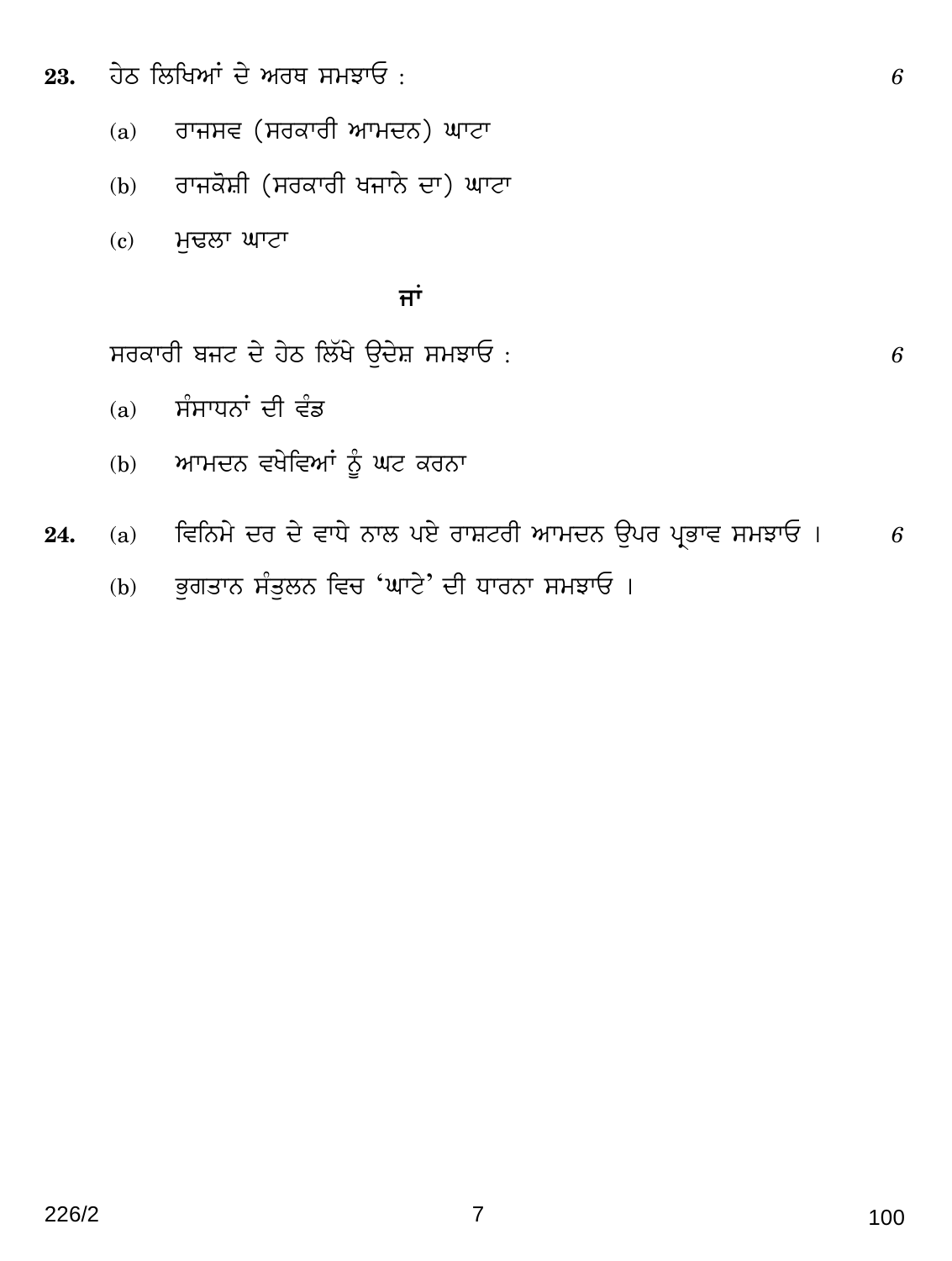**23.** ਹੇਠ ਲਿਖਿਆਂ ਦੇ ਅਰਥ ਸਮਝਾਓ : *6*

(a) ਰਾਜਸਵ (ਸਰਕਾਰੀ ਆਮਦਨ) ਘਾਟਾ

(b) ਰਾਜਕੋਸ਼ੀ (ਸਰਕਾਰੀ ਖਜਾਨੇ ਦਾ) ਘਾਟਾ

(c) ਮੁਢਲਾ ਘਾਟਾ

**ਜਾਂ**

ਸਰਕਾਰੀ ਬਜਟ ਦੇ ਹੇਠ ਲਿੱਖੇ ਉਦੇਸ਼ ਸਮਝਾਓ : *6*

(a) ਸੰਸਾਧਨਾਂ ਦੀ ਵੰਡ

(b) ਆਮਦਨ ਵਖੇਵਿਆਂ ਨੂੰ ਘਟ ਕਰਨਾ

**24.** (a) ਵਿਨਿਮੇ ਦਰ ਦੇ ਵਾਧੇ ਨਾਲ ਪਏ ਰਾਸ਼ਟਰੀ ਆਮਦਨ ਉਪਰ ਪ੍ਰਭਾਵ ਸਮਝਾਓ । *6*

(b) ਭੁਗਤਾਨ ਸੰਤੁਲਨ ਵਿਚ 'ਘਾਟੇ' ਦੀ ਧਾਰਨਾ ਸਮਝਾਓ ।